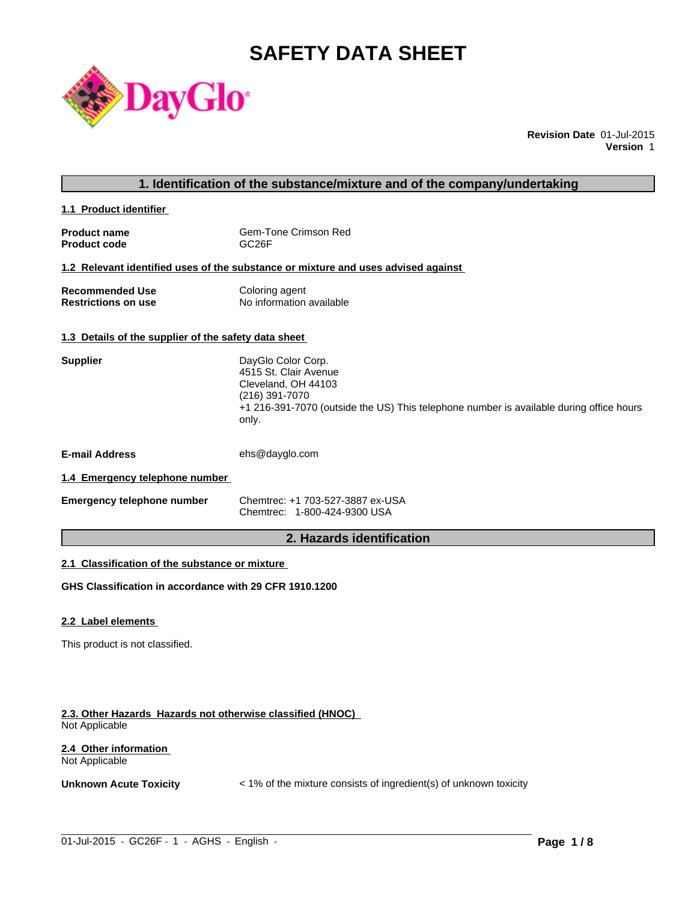# SAFETY DATA SHEET

DayGlo

**Revision Date** 01-Jul-2015
**Version** 1

## 1. Identification of the substance/mixture and of the company/undertaking

### 1.1 Product identifier

**Product name** Gem-Tone Crimson Red
**Product code** GC26F

### 1.2 Relevant identified uses of the substance or mixture and uses advised against

**Recommended Use** Coloring agent
**Restrictions on use** No information available

### 1.3 Details of the supplier of the safety data sheet

**Supplier**
DayGlo Color Corp.
4515 St. Clair Avenue
Cleveland, OH 44103
(216) 391-7070
+1 216-391-7070 (outside the US) This telephone number is available during office hours only.

**E-mail Address** ehs@dayglo.com

### 1.4 Emergency telephone number

**Emergency telephone number**
Chemtrec: +1 703-527-3887 ex-USA
Chemtrec: 1-800-424-9300 USA

## 2. Hazards identification

### 2.1 Classification of the substance or mixture

**GHS Classification in accordance with 29 CFR 1910.1200**

### 2.2 Label elements

This product is not classified.

### 2.3. Other Hazards Hazards not otherwise classified (HNOC)

Not Applicable

### 2.4 Other information

Not Applicable

**Unknown Acute Toxicity** < 1% of the mixture consists of ingredient(s) of unknown toxicity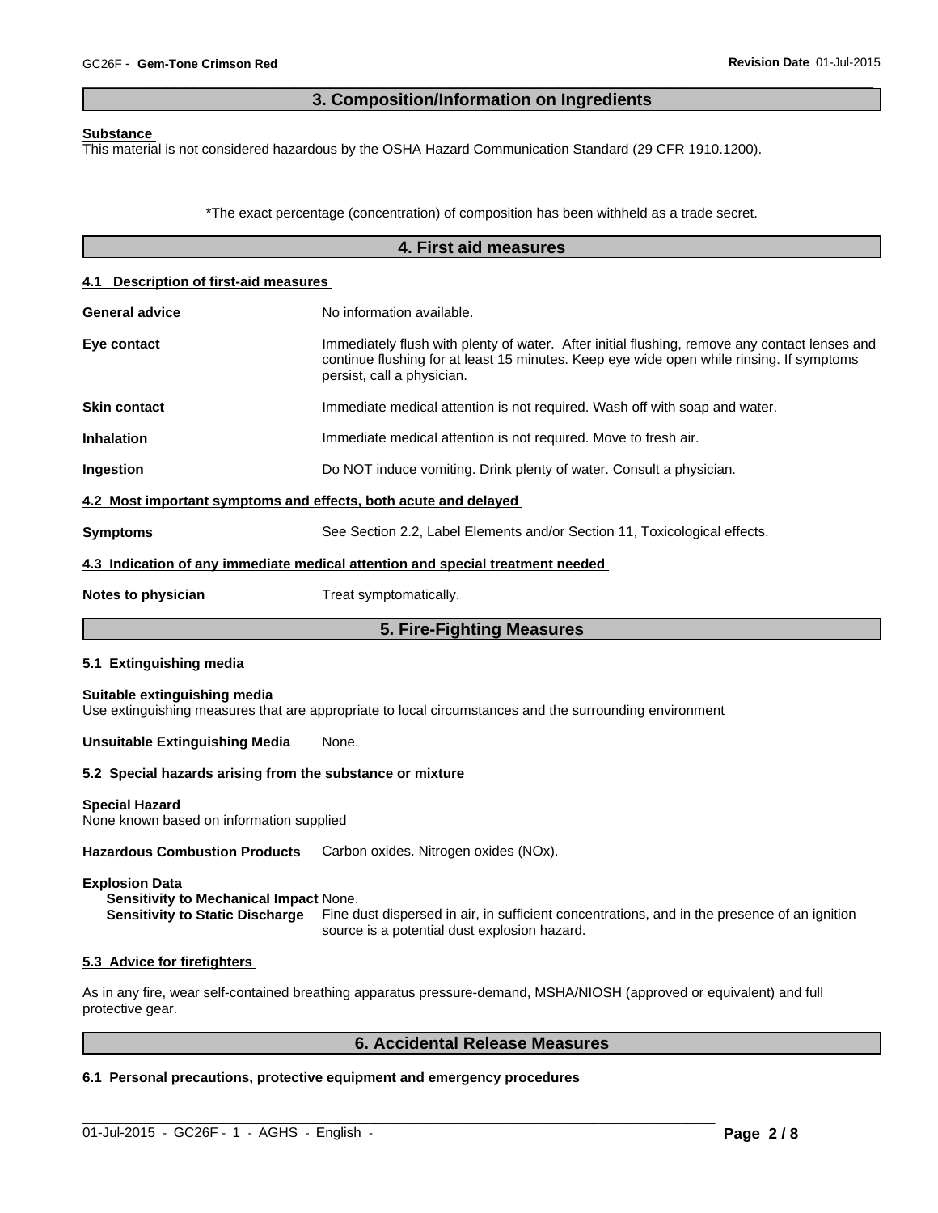## 3. Composition/Information on Ingredients

**Substance**

This material is not considered hazardous by the OSHA Hazard Communication Standard (29 CFR 1910.1200).

*The exact percentage (concentration) of composition has been withheld as a trade secret.

## 4. First aid measures

### 4.1 Description of first-aid measures

**General advice** No information available.

**Eye contact** Immediately flush with plenty of water. After initial flushing, remove any contact lenses and continue flushing for at least 15 minutes. Keep eye wide open while rinsing. If symptoms persist, call a physician.

**Skin contact** Immediate medical attention is not required. Wash off with soap and water.

**Inhalation** Immediate medical attention is not required. Move to fresh air.

**Ingestion** Do NOT induce vomiting. Drink plenty of water. Consult a physician.

### 4.2 Most important symptoms and effects, both acute and delayed

**Symptoms** See Section 2.2, Label Elements and/or Section 11, Toxicological effects.

### 4.3 Indication of any immediate medical attention and special treatment needed

**Notes to physician** Treat symptomatically.

## 5. Fire-Fighting Measures

### 5.1 Extinguishing media

**Suitable extinguishing media**

Use extinguishing measures that are appropriate to local circumstances and the surrounding environment

**Unsuitable Extinguishing Media** None.

### 5.2 Special hazards arising from the substance or mixture

**Special Hazard**

None known based on information supplied

**Hazardous Combustion Products** Carbon oxides. Nitrogen oxides (NOx).

**Explosion Data**

**Sensitivity to Mechanical Impact** None.

**Sensitivity to Static Discharge** Fine dust dispersed in air, in sufficient concentrations, and in the presence of an ignition source is a potential dust explosion hazard.

### 5.3 Advice for firefighters

As in any fire, wear self-contained breathing apparatus pressure-demand, MSHA/NIOSH (approved or equivalent) and full protective gear.

## 6. Accidental Release Measures

### 6.1 Personal precautions, protective equipment and emergency procedures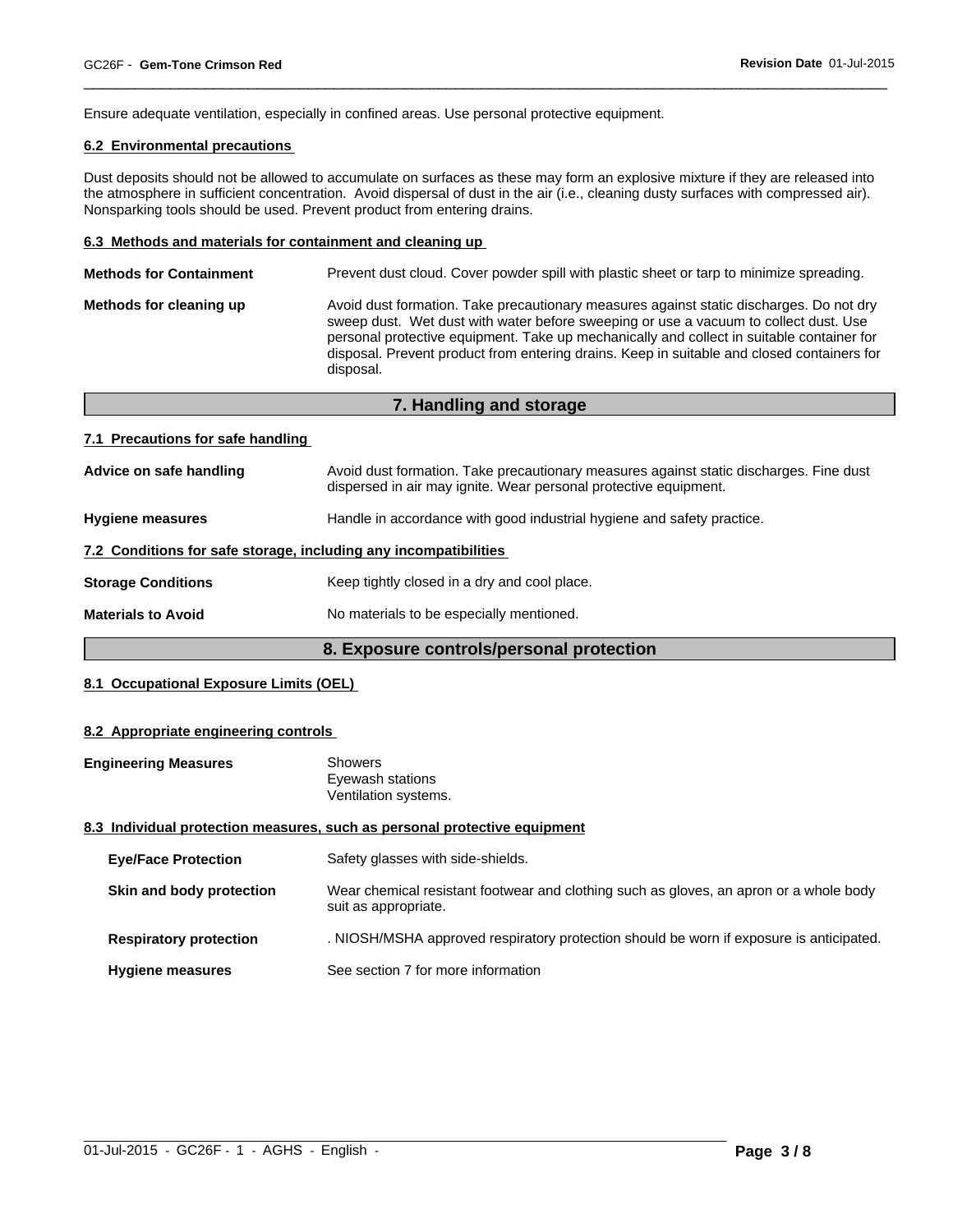Ensure adequate ventilation, especially in confined areas. Use personal protective equipment.

### 6.2 Environmental precautions

Dust deposits should not be allowed to accumulate on surfaces as these may form an explosive mixture if they are released into the atmosphere in sufficient concentration. Avoid dispersal of dust in the air (i.e., cleaning dusty surfaces with compressed air). Nonsparking tools should be used. Prevent product from entering drains.

### 6.3 Methods and materials for containment and cleaning up

**Methods for Containment** Prevent dust cloud. Cover powder spill with plastic sheet or tarp to minimize spreading.

**Methods for cleaning up** Avoid dust formation. Take precautionary measures against static discharges. Do not dry sweep dust. Wet dust with water before sweeping or use a vacuum to collect dust. Use personal protective equipment. Take up mechanically and collect in suitable container for disposal. Prevent product from entering drains. Keep in suitable and closed containers for disposal.

## 7. Handling and storage

### 7.1 Precautions for safe handling

**Advice on safe handling** Avoid dust formation. Take precautionary measures against static discharges. Fine dust dispersed in air may ignite. Wear personal protective equipment.

**Hygiene measures** Handle in accordance with good industrial hygiene and safety practice.

### 7.2 Conditions for safe storage, including any incompatibilities

**Storage Conditions** Keep tightly closed in a dry and cool place.

**Materials to Avoid** No materials to be especially mentioned.

## 8. Exposure controls/personal protection

### 8.1 Occupational Exposure Limits (OEL)

### 8.2 Appropriate engineering controls

**Engineering Measures** Showers
Eyewash stations
Ventilation systems.

### 8.3 Individual protection measures, such as personal protective equipment

**Eye/Face Protection** Safety glasses with side-shields.

**Skin and body protection** Wear chemical resistant footwear and clothing such as gloves, an apron or a whole body suit as appropriate.

**Respiratory protection** . NIOSH/MSHA approved respiratory protection should be worn if exposure is anticipated.

**Hygiene measures** See section 7 for more information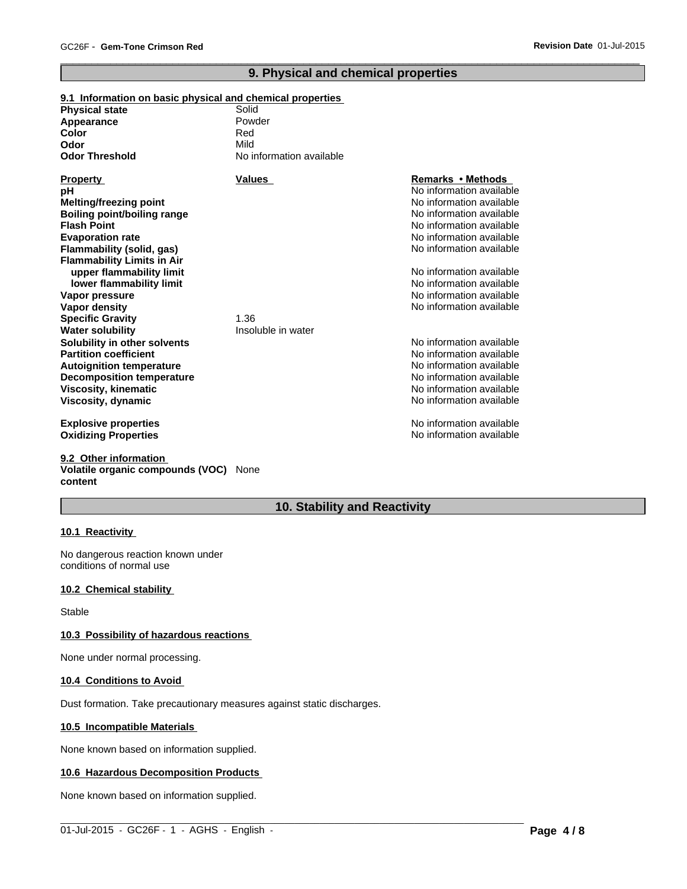## 9. Physical and chemical properties

### 9.1 Information on basic physical and chemical properties

| | |
|---|---|
| **Physical state** | Solid |
| **Appearance** | Powder |
| **Color** | Red |
| **Odor** | Mild |
| **Odor Threshold** | No information available |

| Property | Values | Remarks • Methods |
|---|---|---|
| **pH** | | No information available |
| **Melting/freezing point** | | No information available |
| **Boiling point/boiling range** | | No information available |
| **Flash Point** | | No information available |
| **Evaporation rate** | | No information available |
| **Flammability (solid, gas)** | | No information available |
| **Flammability Limits in Air** | | |
| **upper flammability limit** | | No information available |
| **lower flammability limit** | | No information available |
| **Vapor pressure** | | No information available |
| **Vapor density** | | No information available |
| **Specific Gravity** | 1.36 | |
| **Water solubility** | Insoluble in water | |
| **Solubility in other solvents** | | No information available |
| **Partition coefficient** | | No information available |
| **Autoignition temperature** | | No information available |
| **Decomposition temperature** | | No information available |
| **Viscosity, kinematic** | | No information available |
| **Viscosity, dynamic** | | No information available |
| **Explosive properties** | | No information available |
| **Oxidizing Properties** | | No information available |

### 9.2 Other information

**Volatile organic compounds (VOC) content** None

## 10. Stability and Reactivity

### 10.1 Reactivity

No dangerous reaction known under conditions of normal use

### 10.2 Chemical stability

Stable

### 10.3 Possibility of hazardous reactions

None under normal processing.

### 10.4 Conditions to Avoid

Dust formation. Take precautionary measures against static discharges.

### 10.5 Incompatible Materials

None known based on information supplied.

### 10.6 Hazardous Decomposition Products

None known based on information supplied.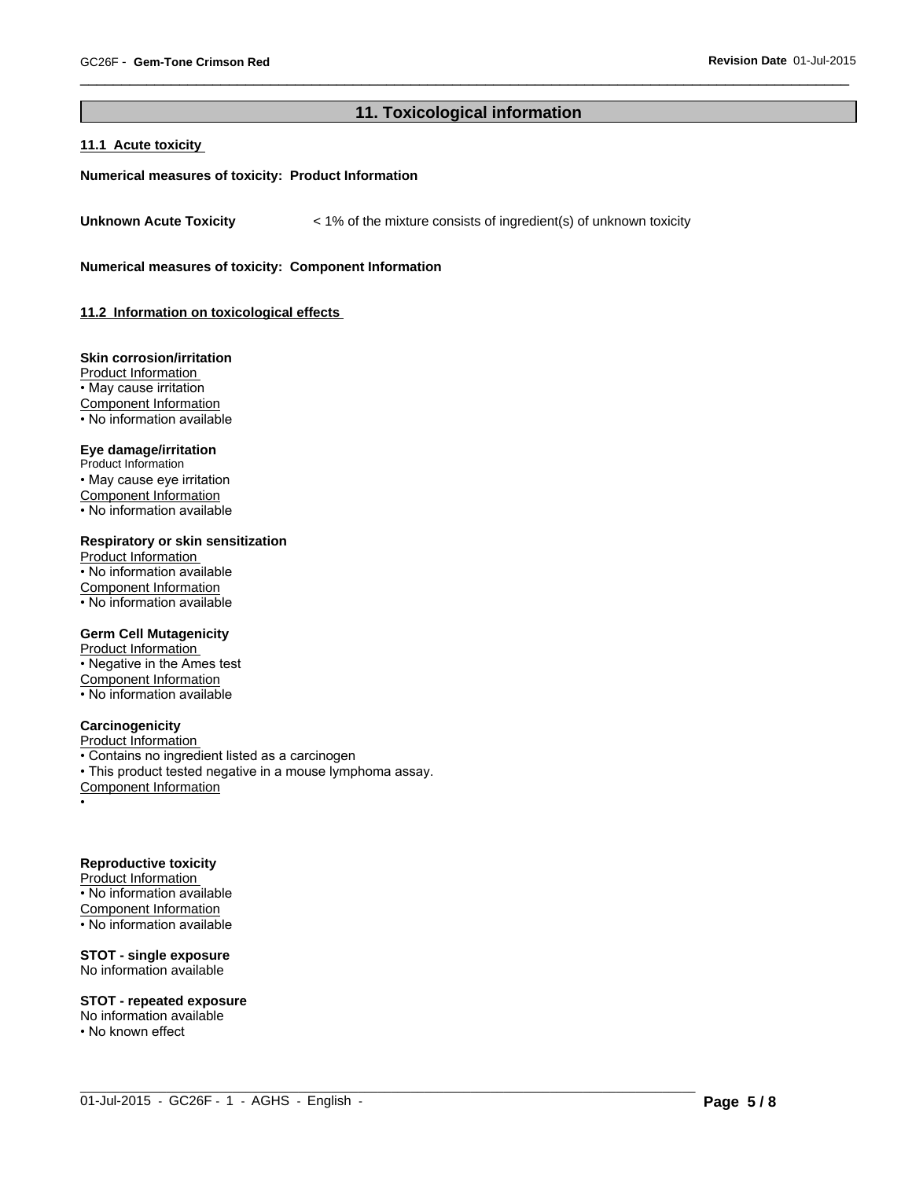## 11. Toxicological information

### 11.1 Acute toxicity

**Numerical measures of toxicity: Product Information**

**Unknown Acute Toxicity** < 1% of the mixture consists of ingredient(s) of unknown toxicity

**Numerical measures of toxicity: Component Information**

### 11.2 Information on toxicological effects

**Skin corrosion/irritation**

Product Information

- May cause irritation

Component Information

- No information available

**Eye damage/irritation**

Product Information

- May cause eye irritation

Component Information

- No information available

**Respiratory or skin sensitization**

Product Information

- No information available

Component Information

- No information available

**Germ Cell Mutagenicity**

Product Information

- Negative in the Ames test

Component Information

- No information available

**Carcinogenicity**

Product Information

- Contains no ingredient listed as a carcinogen
- This product tested negative in a mouse lymphoma assay.

Component Information

- 

**Reproductive toxicity**

Product Information

- No information available

Component Information

- No information available

**STOT - single exposure**

No information available

**STOT - repeated exposure**

No information available

- No known effect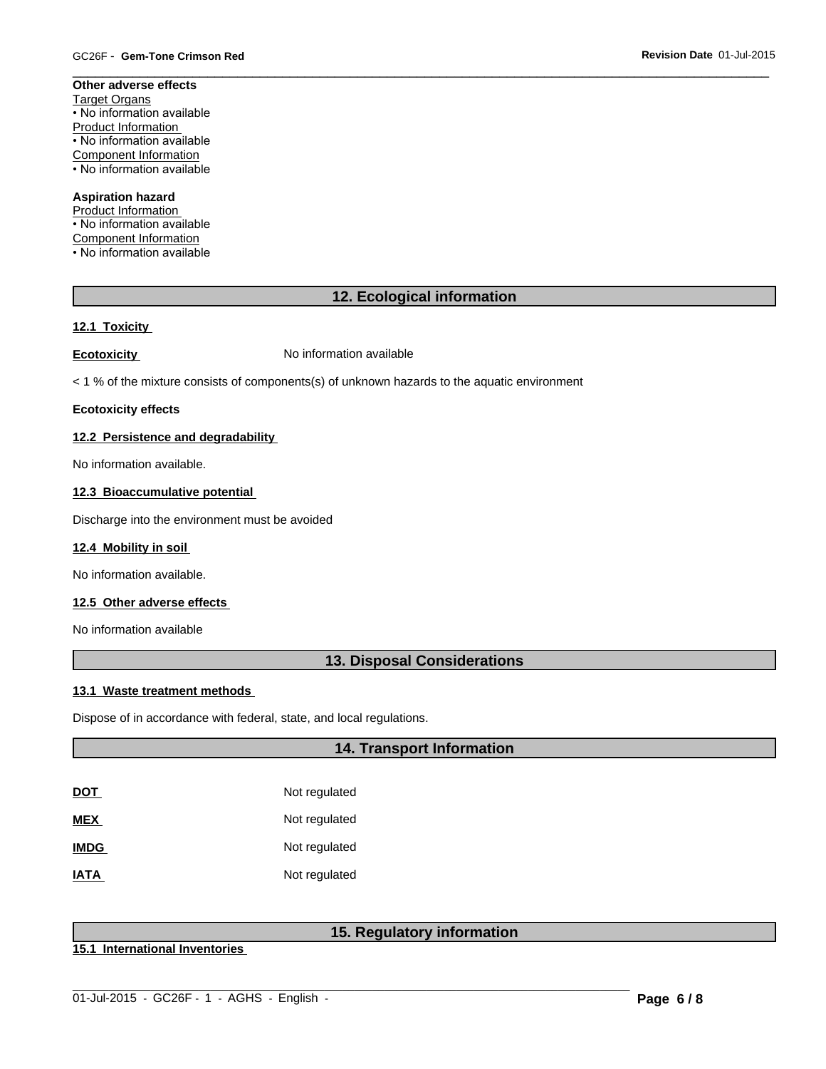**Other adverse effects**

Target Organs

• No information available

Product Information

• No information available

Component Information

• No information available

**Aspiration hazard**

Product Information

• No information available

Component Information

• No information available

## 12. Ecological information

### 12.1 Toxicity

**Ecotoxicity** No information available

< 1 % of the mixture consists of components(s) of unknown hazards to the aquatic environment

**Ecotoxicity effects**

### 12.2 Persistence and degradability

No information available.

### 12.3 Bioaccumulative potential

Discharge into the environment must be avoided

### 12.4 Mobility in soil

No information available.

### 12.5 Other adverse effects

No information available

## 13. Disposal Considerations

### 13.1 Waste treatment methods

Dispose of in accordance with federal, state, and local regulations.

## 14. Transport Information

| | |
|---|---|
| **DOT** | Not regulated |
| **MEX** | Not regulated |
| **IMDG** | Not regulated |
| **IATA** | Not regulated |

## 15. Regulatory information

### 15.1 International Inventories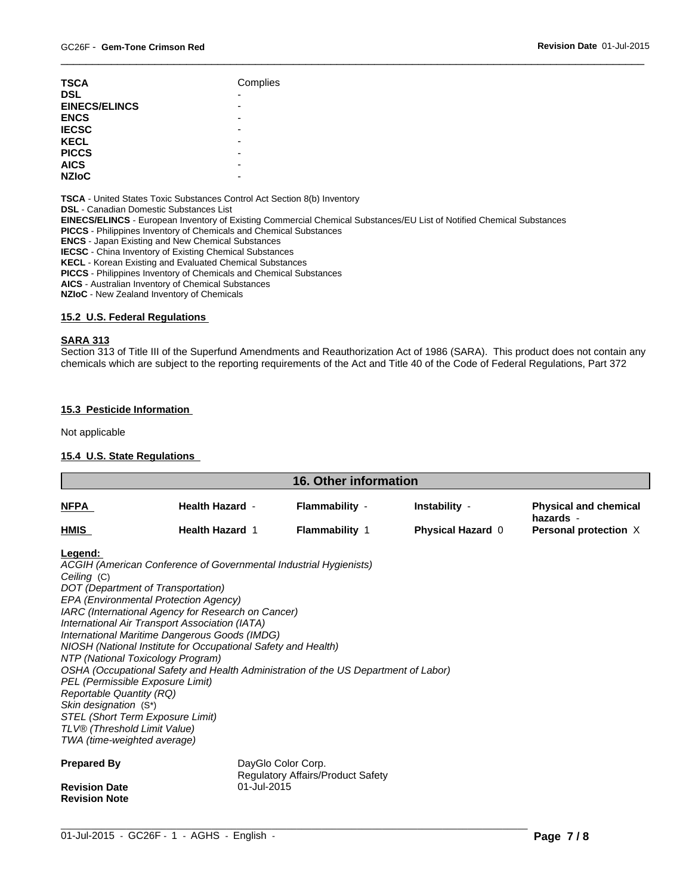| | |
|---|---|
| **TSCA** | Complies |
| **DSL** | - |
| **EINECS/ELINCS** | - |
| **ENCS** | - |
| **IECSC** | - |
| **KECL** | - |
| **PICCS** | - |
| **AICS** | - |
| **NZIoC** | - |

**TSCA** - United States Toxic Substances Control Act Section 8(b) Inventory
**DSL** - Canadian Domestic Substances List
**EINECS/ELINCS** - European Inventory of Existing Commercial Chemical Substances/EU List of Notified Chemical Substances
**PICCS** - Philippines Inventory of Chemicals and Chemical Substances
**ENCS** - Japan Existing and New Chemical Substances
**IECSC** - China Inventory of Existing Chemical Substances
**KECL** - Korean Existing and Evaluated Chemical Substances
**PICCS** - Philippines Inventory of Chemicals and Chemical Substances
**AICS** - Australian Inventory of Chemical Substances
**NZIoC** - New Zealand Inventory of Chemicals

### 15.2 U.S. Federal Regulations

**SARA 313**
Section 313 of Title III of the Superfund Amendments and Reauthorization Act of 1986 (SARA). This product does not contain any chemicals which are subject to the reporting requirements of the Act and Title 40 of the Code of Federal Regulations, Part 372

### 15.3 Pesticide Information

Not applicable

### 15.4 U.S. State Regulations

## 16. Other information

| | | | | |
|---|---|---|---|---|
| **NFPA** | **Health Hazard** - | **Flammability** - | **Instability** - | **Physical and chemical hazards** - |
| **HMIS** | **Health Hazard** 1 | **Flammability** 1 | **Physical Hazard** 0 | **Personal protection** X |

**Legend:**
*ACGIH (American Conference of Governmental Industrial Hygienists)*
*Ceiling* (C)
*DOT (Department of Transportation)*
*EPA (Environmental Protection Agency)*
*IARC (International Agency for Research on Cancer)*
*International Air Transport Association (IATA)*
*International Maritime Dangerous Goods (IMDG)*
*NIOSH (National Institute for Occupational Safety and Health)*
*NTP (National Toxicology Program)*
*OSHA (Occupational Safety and Health Administration of the US Department of Labor)*
*PEL (Permissible Exposure Limit)*
*Reportable Quantity (RQ)*
*Skin designation* (S*)
*STEL (Short Term Exposure Limit)*
*TLV® (Threshold Limit Value)*
*TWA (time-weighted average)*

**Prepared By** DayGlo Color Corp.
Regulatory Affairs/Product Safety
**Revision Date** 01-Jul-2015
**Revision Note**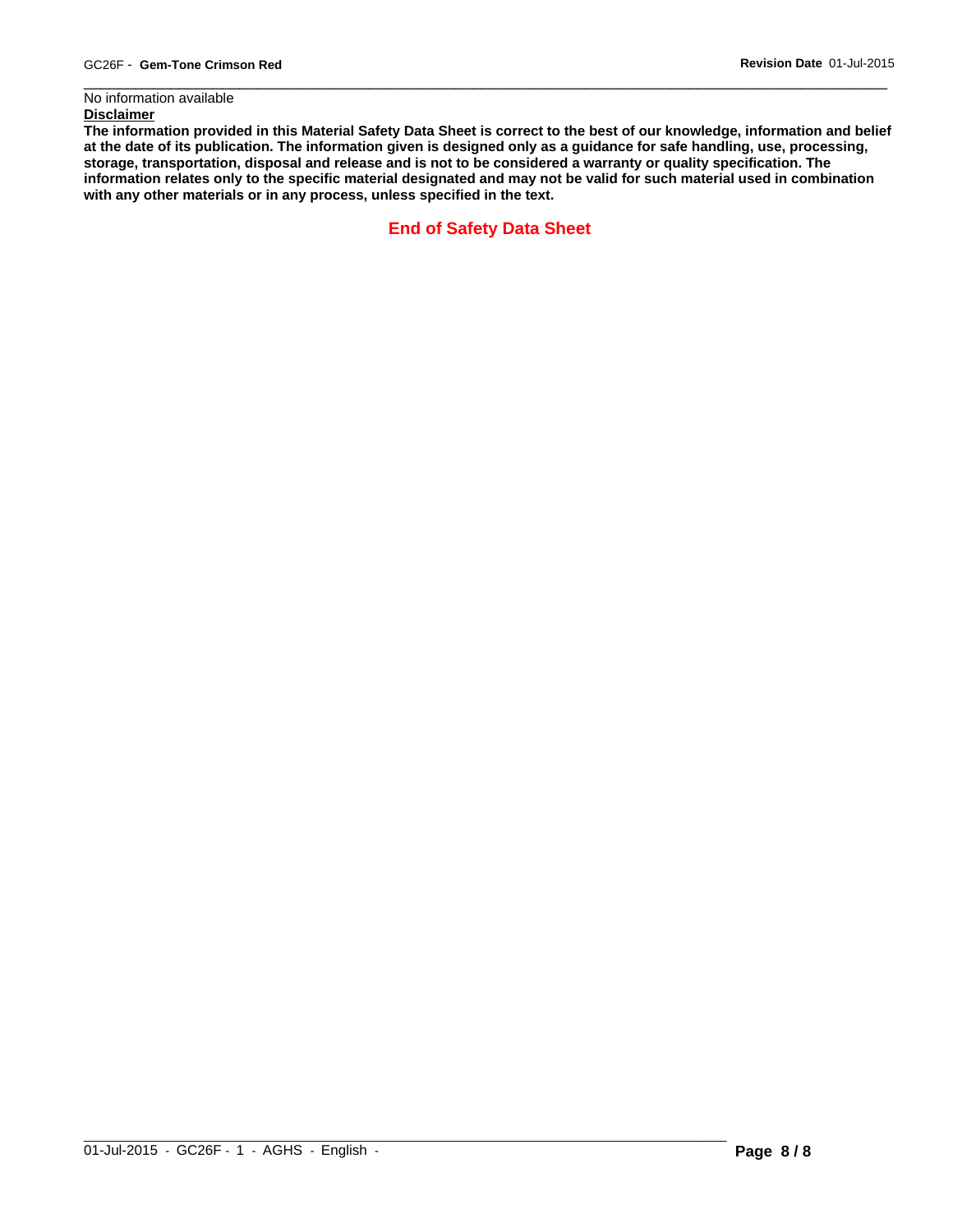No information available

**Disclaimer**

**The information provided in this Material Safety Data Sheet is correct to the best of our knowledge, information and belief at the date of its publication. The information given is designed only as a guidance for safe handling, use, processing, storage, transportation, disposal and release and is not to be considered a warranty or quality specification. The information relates only to the specific material designated and may not be valid for such material used in combination with any other materials or in any process, unless specified in the text.**

**End of Safety Data Sheet**